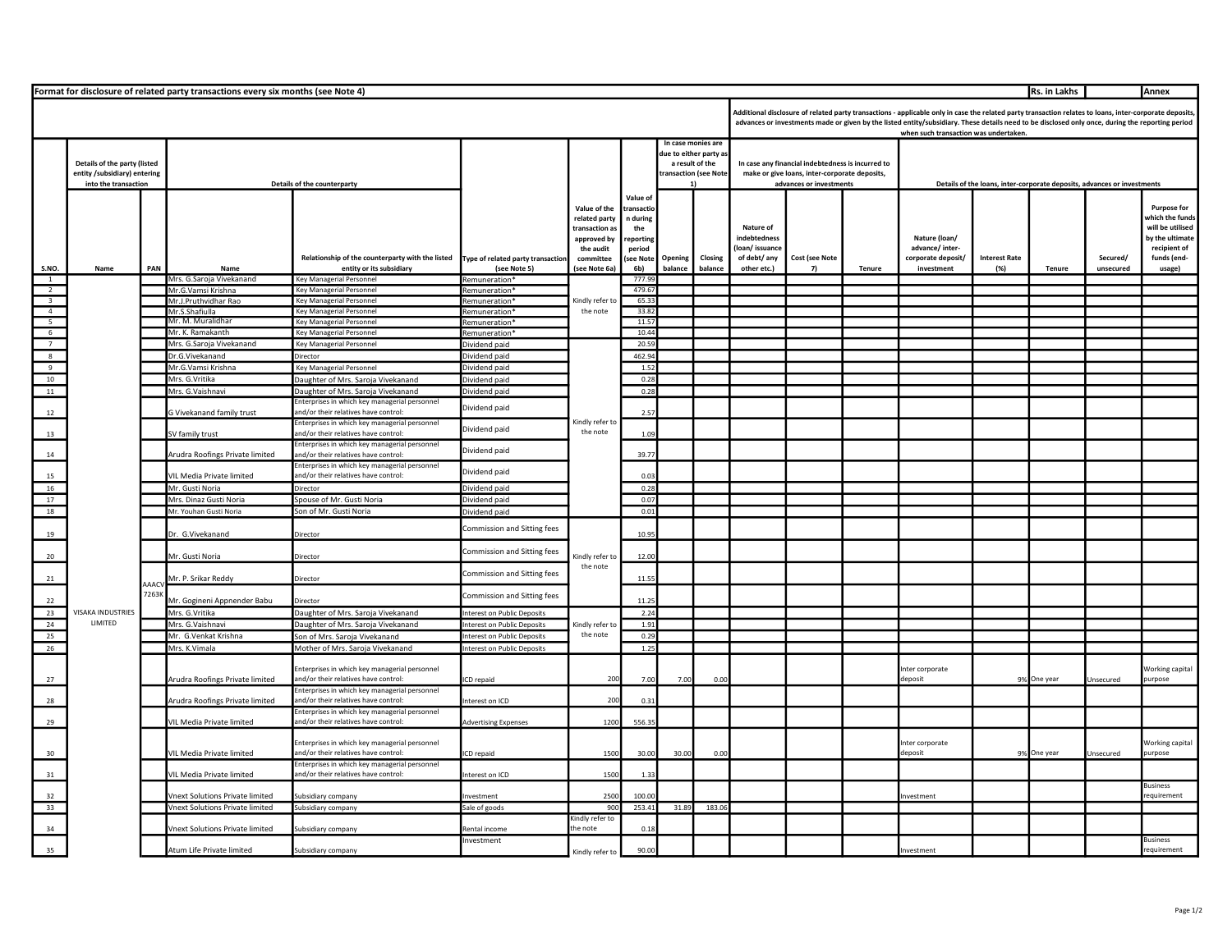**Format for disclosure of related party transactions every six months (see Note 4)** | **Rs. in Lakhs** | **Annex**

| | Details of the party (listed entity /subsidiary) entering into the transaction | | Details of the counterparty | | | | | In case monies are due to either party as a result of the transaction (see Note 1) | | Additional disclosure of related party transactions - applicable only in case the related party transaction relates to loans, inter-corporate deposits, advances or investments made or given by the listed entity/subsidiary. These details need to be disclosed only once, during the reporting period when such transaction was undertaken. In case any financial indebtedness is incurred to make or give loans, inter-corporate deposits, advances or investments | | | Details of the loans, inter-corporate deposits, advances or investments | | | | |
|---|---|---|---|---|---|---|---|---|---|---|---|---|---|---|---|---|---|
| S.NO. | Name | PAN | Name | Relationship of the counterparty with the listed entity or its subsidiary | Type of related party transaction (see Note 5) | Value of the related party transaction as approved by the audit committee (see Note 6a) | Value of transaction during the reporting period (see Note 6b) | Opening balance | Closing balance | Nature of indebtedness (loan/ issuance of debt/ any other etc.) | Cost (see Note 7) | Tenure | Nature (loan/ advance/ inter-corporate deposit/ investment | Interest Rate (%) | Tenure | Secured/ unsecured | Purpose for which the funds will be utilised by the ultimate recipient of funds (end-usage) |
| 1 | VISAKA INDUSTRIES LIMITED | AAACV7263K | Mrs. G.Saroja Vivekanand | Key Managerial Personnel | Remuneration* | Kindly refer to the note | 777.99 | | | | | | | | | | |
| 2 | | | Mr.G.Vamsi Krishna | Key Managerial Personnel | Remuneration* | | 479.67 | | | | | | | | | | |
| 3 | | | Mr.J.Pruthvidhar Rao | Key Managerial Personnel | Remuneration* | | 65.33 | | | | | | | | | | |
| 4 | | | Mr.S.Shafiulla | Key Managerial Personnel | Remuneration* | | 33.82 | | | | | | | | | | |
| 5 | | | Mr. M. Muralidhar | Key Managerial Personnel | Remuneration* | | 11.57 | | | | | | | | | | |
| 6 | | | Mr. K. Ramakanth | Key Managerial Personnel | Remuneration* | | 10.44 | | | | | | | | | | |
| 7 | | | Mrs. G.Saroja Vivekanand | Key Managerial Personnel | Dividend paid | Kindly refer to the note | 20.59 | | | | | | | | | | |
| 8 | | | Dr.G.Vivekanand | Director | Dividend paid | | 462.94 | | | | | | | | | | |
| 9 | | | Mr.G.Vamsi Krishna | Key Managerial Personnel | Dividend paid | | 1.52 | | | | | | | | | | |
| 10 | | | Mrs. G.Vritika | Daughter of Mrs. Saroja Vivekanand | Dividend paid | | 0.28 | | | | | | | | | | |
| 11 | | | Mrs. G.Vaishnavi | Daughter of Mrs. Saroja Vivekanand | Dividend paid | | 0.28 | | | | | | | | | | |
| 12 | | | G Vivekanand family trust | Enterprises in which key managerial personnel and/or their relatives have control: | Dividend paid | | 2.57 | | | | | | | | | | |
| 13 | | | SV family trust | Enterprises in which key managerial personnel and/or their relatives have control: | Dividend paid | | 1.09 | | | | | | | | | | |
| 14 | | | Arudra Roofings Private limited | Enterprises in which key managerial personnel and/or their relatives have control: | Dividend paid | | 39.77 | | | | | | | | | | |
| 15 | | | VIL Media Private limited | Enterprises in which key managerial personnel and/or their relatives have control: | Dividend paid | | 0.03 | | | | | | | | | | |
| 16 | | | Mr. Gusti Noria | Director | Dividend paid | | 0.28 | | | | | | | | | | |
| 17 | | | Mrs. Dinaz Gusti Noria | Spouse of Mr. Gusti Noria | Dividend paid | | 0.07 | | | | | | | | | | |
| 18 | | | Mr. Youhan Gusti Noria | Son of Mr. Gusti Noria | Dividend paid | | 0.01 | | | | | | | | | | |
| 19 | | | Dr. G.Vivekanand | Director | Commission and Sitting fees | Kindly refer to the note | 10.95 | | | | | | | | | | |
| 20 | | | Mr. Gusti Noria | Director | Commission and Sitting fees | | 12.00 | | | | | | | | | | |
| 21 | | | Mr. P. Srikar Reddy | Director | Commission and Sitting fees | | 11.55 | | | | | | | | | | |
| 22 | | | Mr. Gogineni Appnender Babu | Director | Commission and Sitting fees | | 11.25 | | | | | | | | | | |
| 23 | | | Mrs. G.Vritika | Daughter of Mrs. Saroja Vivekanand | Interest on Public Deposits | Kindly refer to the note | 2.24 | | | | | | | | | | |
| 24 | | | Mrs. G.Vaishnavi | Daughter of Mrs. Saroja Vivekanand | Interest on Public Deposits | | 1.91 | | | | | | | | | | |
| 25 | | | Mr. G.Venkat Krishna | Son of Mrs. Saroja Vivekanand | Interest on Public Deposits | | 0.29 | | | | | | | | | | |
| 26 | | | Mrs. K.Vimala | Mother of Mrs. Saroja Vivekanand | Interest on Public Deposits | | 1.25 | | | | | | | | | | |
| 27 | | | Arudra Roofings Private limited | Enterprises in which key managerial personnel and/or their relatives have control: | ICD repaid | 200 | 7.00 | 7.00 | 0.00 | | | | Inter corporate deposit | 9% | One year | Unsecured | Working capital purpose |
| 28 | | | Arudra Roofings Private limited | Enterprises in which key managerial personnel and/or their relatives have control: | Interest on ICD | 200 | 0.31 | | | | | | | | | | |
| 29 | | | VIL Media Private limited | Enterprises in which key managerial personnel and/or their relatives have control: | Advertising Expenses | 1200 | 556.35 | | | | | | | | | | |
| 30 | | | VIL Media Private limited | Enterprises in which key managerial personnel and/or their relatives have control: | ICD repaid | 1500 | 30.00 | 30.00 | 0.00 | | | | Inter corporate deposit | 9% | One year | Unsecured | Working capital purpose |
| 31 | | | VIL Media Private limited | Enterprises in which key managerial personnel and/or their relatives have control: | Interest on ICD | 1500 | 1.33 | | | | | | | | | | |
| 32 | | | Vnext Solutions Private limited | Subsidiary company | Investment | 2500 | 100.00 | | | | | | Investment | | | | Business requirement |
| 33 | | | Vnext Solutions Private limited | Subsidiary company | Sale of goods | 900 | 253.41 | 31.89 | 183.06 | | | | | | | | |
| 34 | | | Vnext Solutions Private limited | Subsidiary company | Rental income | Kindly refer to the note | 0.18 | | | | | | | | | | |
| 35 | | | Atum Life Private limited | Subsidiary company | Investment | Kindly refer to | 90.00 | | | | | | Investment | | | | Business requirement |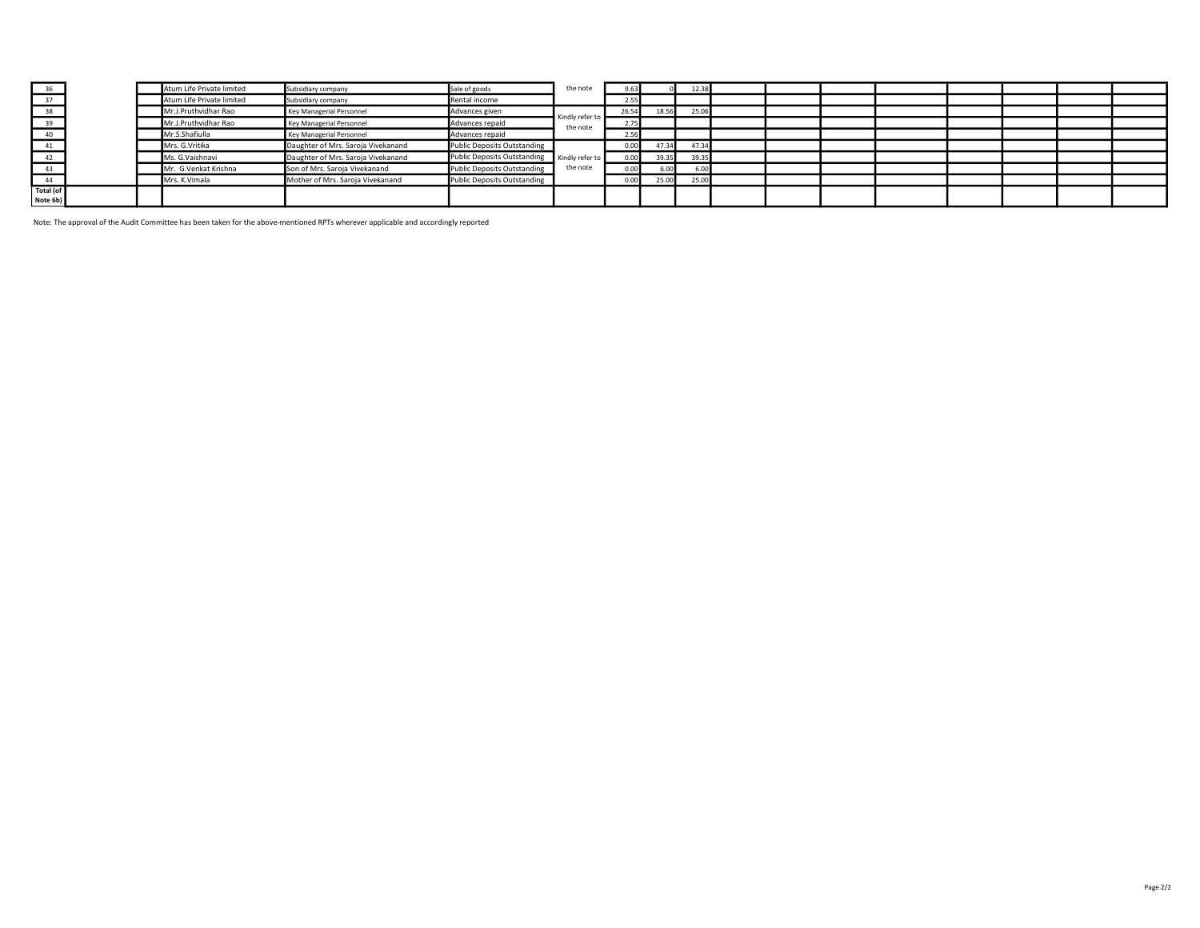| | | | | | | | | | | | | | | | | | |
|---|---|---|---|---|---|---|---|---|---|---|---|---|---|---|---|---|---|
| 36 | | | Atum Life Private limited | Subsidiary company | Sale of goods | the note | 9.63 | 0 | 12.38 | | | | | | | | |
| 37 | | | Atum Life Private limited | Subsidiary company | Rental income | | 2.55 | | | | | | | | | | |
| 38 | | | Mr.J.Pruthvidhar Rao | Key Managerial Personnel | Advances given | Kindly refer to the note | 26.54 | 18.56 | 25.06 | | | | | | | | |
| 39 | | | Mr.J.Pruthvidhar Rao | Key Managerial Personnel | Advances repaid | | 2.75 | | | | | | | | | | |
| 40 | | | Mr.S.Shafiulla | Key Managerial Personnel | Advances repaid | | 2.56 | | | | | | | | | | |
| 41 | | | Mrs. G.Vritika | Daughter of Mrs. Saroja Vivekanand | Public Deposits Outstanding | Kindly refer to the note | 0.00 | 47.34 | 47.34 | | | | | | | | |
| 42 | | | Ms. G.Vaishnavi | Daughter of Mrs. Saroja Vivekanand | Public Deposits Outstanding | | 0.00 | 39.35 | 39.35 | | | | | | | | |
| 43 | | | Mr. G.Venkat Krishna | Son of Mrs. Saroja Vivekanand | Public Deposits Outstanding | | 0.00 | 6.00 | 6.00 | | | | | | | | |
| 44 | | | Mrs. K.Vimala | Mother of Mrs. Saroja Vivekanand | Public Deposits Outstanding | | 0.00 | 25.00 | 25.00 | | | | | | | | |
| Total (of Note 6b) | | | | | | | | | | | | | | | | | |

Note: The approval of the Audit Committee has been taken for the above-mentioned RPTs wherever applicable and accordingly reported